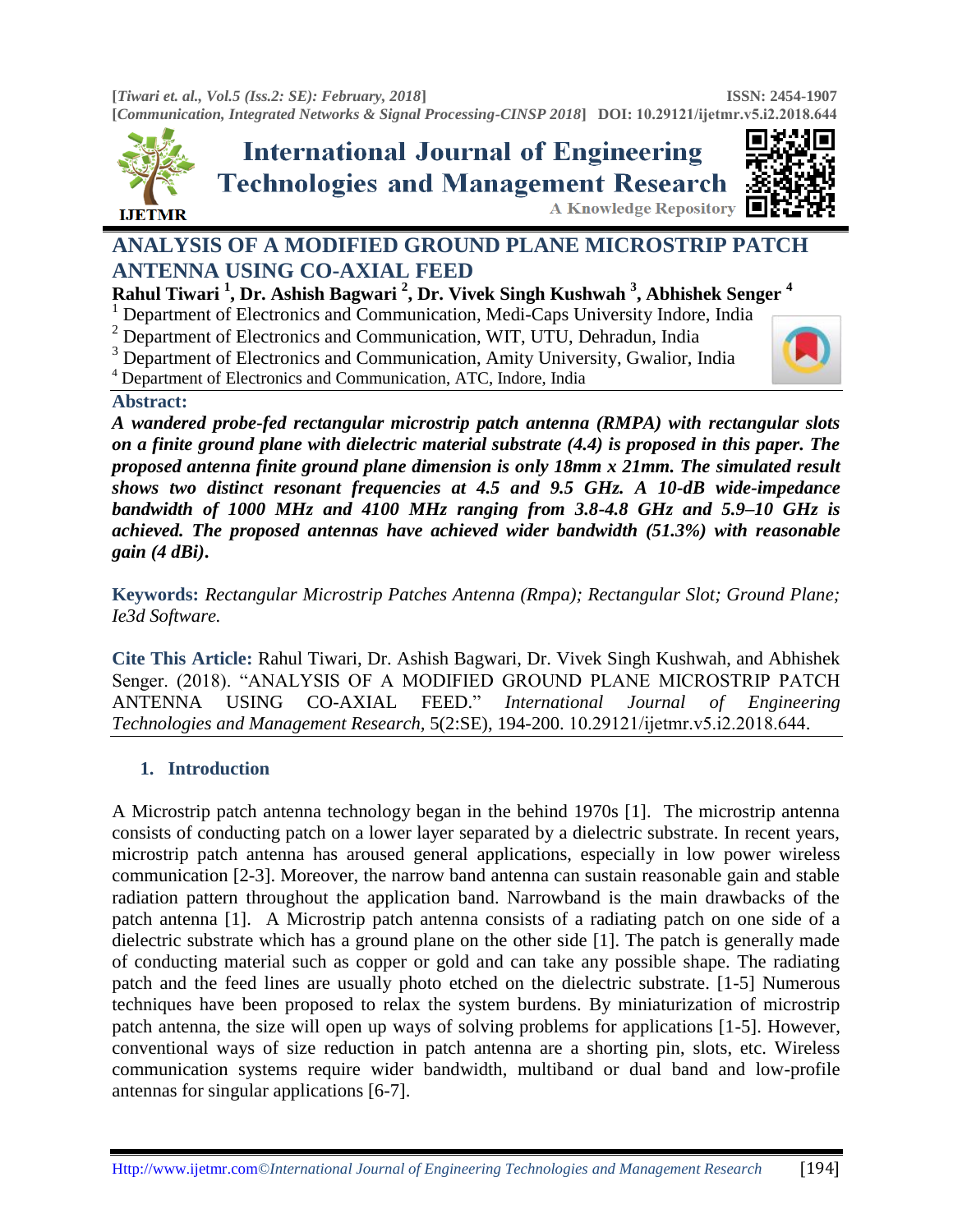# ANALYSIS OF A MODIFIED GROUND PLANE MICROSTRIP PATCH ANTENNA USING CO-AXIAL FEED

**Rahul Tiwari [1], Dr. Ashish Bagwari [2], Dr. Vivek Singh Kushwah [3], Abhishek Senger [4]**

[1] Department of Electronics and Communication, Medi-Caps University Indore, India
[2] Department of Electronics and Communication, WIT, UTU, Dehradun, India
[3] Department of Electronics and Communication, Amity University, Gwalior, India
[4] Department of Electronics and Communication, ATC, Indore, India

**Abstract:**

***A wandered probe-fed rectangular microstrip patch antenna (RMPA) with rectangular slots on a finite ground plane with dielectric material substrate (4.4) is proposed in this paper. The proposed antenna finite ground plane dimension is only 18mm x 21mm. The simulated result shows two distinct resonant frequencies at 4.5 and 9.5 GHz. A 10-dB wide-impedance bandwidth of 1000 MHz and 4100 MHz ranging from 3.8-4.8 GHz and 5.9–10 GHz is achieved. The proposed antennas have achieved wider bandwidth (51.3%) with reasonable gain (4 dBi).***

**Keywords:** *Rectangular Microstrip Patches Antenna (Rmpa); Rectangular Slot; Ground Plane; Ie3d Software.*

**Cite This Article:** Rahul Tiwari, Dr. Ashish Bagwari, Dr. Vivek Singh Kushwah, and Abhishek Senger. (2018). "ANALYSIS OF A MODIFIED GROUND PLANE MICROSTRIP PATCH ANTENNA USING CO-AXIAL FEED." *International Journal of Engineering Technologies and Management Research*, 5(2:SE), 194-200. 10.29121/ijetmr.v5.i2.2018.644.

## 1. Introduction

A Microstrip patch antenna technology began in the behind 1970s [1]. The microstrip antenna consists of conducting patch on a lower layer separated by a dielectric substrate. In recent years, microstrip patch antenna has aroused general applications, especially in low power wireless communication [2-3]. Moreover, the narrow band antenna can sustain reasonable gain and stable radiation pattern throughout the application band. Narrowband is the main drawbacks of the patch antenna [1]. A Microstrip patch antenna consists of a radiating patch on one side of a dielectric substrate which has a ground plane on the other side [1]. The patch is generally made of conducting material such as copper or gold and can take any possible shape. The radiating patch and the feed lines are usually photo etched on the dielectric substrate. [1-5] Numerous techniques have been proposed to relax the system burdens. By miniaturization of microstrip patch antenna, the size will open up ways of solving problems for applications [1-5]. However, conventional ways of size reduction in patch antenna are a shorting pin, slots, etc. Wireless communication systems require wider bandwidth, multiband or dual band and low-profile antennas for singular applications [6-7].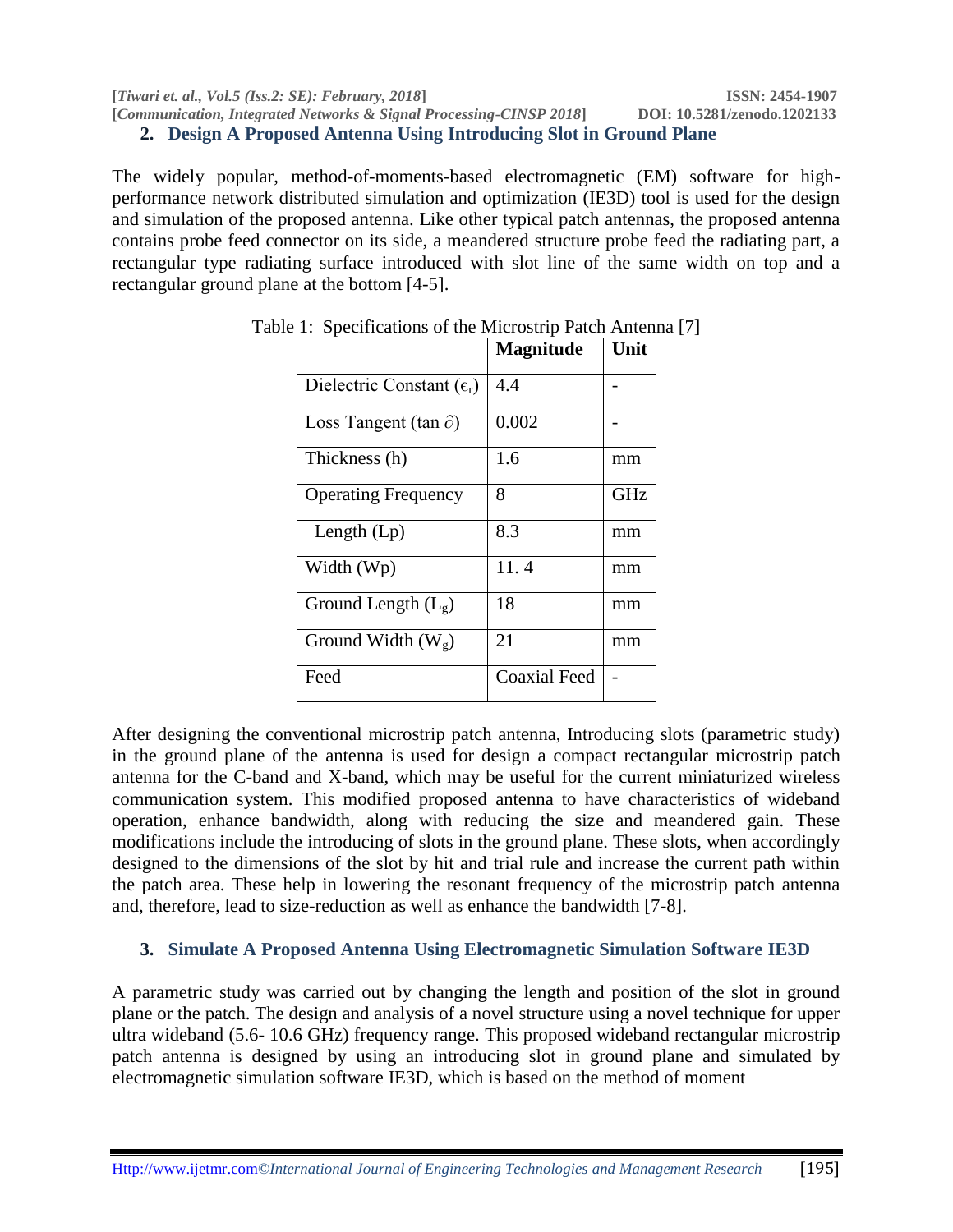## 2. Design A Proposed Antenna Using Introducing Slot in Ground Plane

The widely popular, method-of-moments-based electromagnetic (EM) software for high-performance network distributed simulation and optimization (IE3D) tool is used for the design and simulation of the proposed antenna. Like other typical patch antennas, the proposed antenna contains probe feed connector on its side, a meandered structure probe feed the radiating part, a rectangular type radiating surface introduced with slot line of the same width on top and a rectangular ground plane at the bottom [4-5].

Table 1: Specifications of the Microstrip Patch Antenna [7]

| | **Magnitude** | **Unit** |
|---|---|---|
| Dielectric Constant ($\epsilon_r$) | 4.4 | - |
| Loss Tangent (tan $\partial$) | 0.002 | - |
| Thickness (h) | 1.6 | mm |
| Operating Frequency | 8 | GHz |
| Length (Lp) | 8.3 | mm |
| Width (Wp) | 11. 4 | mm |
| Ground Length ($L_g$) | 18 | mm |
| Ground Width ($W_g$) | 21 | mm |
| Feed | Coaxial Feed | - |

After designing the conventional microstrip patch antenna, Introducing slots (parametric study) in the ground plane of the antenna is used for design a compact rectangular microstrip patch antenna for the C-band and X-band, which may be useful for the current miniaturized wireless communication system. This modified proposed antenna to have characteristics of wideband operation, enhance bandwidth, along with reducing the size and meandered gain. These modifications include the introducing of slots in the ground plane. These slots, when accordingly designed to the dimensions of the slot by hit and trial rule and increase the current path within the patch area. These help in lowering the resonant frequency of the microstrip patch antenna and, therefore, lead to size-reduction as well as enhance the bandwidth [7-8].

## 3. Simulate A Proposed Antenna Using Electromagnetic Simulation Software IE3D

A parametric study was carried out by changing the length and position of the slot in ground plane or the patch. The design and analysis of a novel structure using a novel technique for upper ultra wideband (5.6- 10.6 GHz) frequency range. This proposed wideband rectangular microstrip patch antenna is designed by using an introducing slot in ground plane and simulated by electromagnetic simulation software IE3D, which is based on the method of moment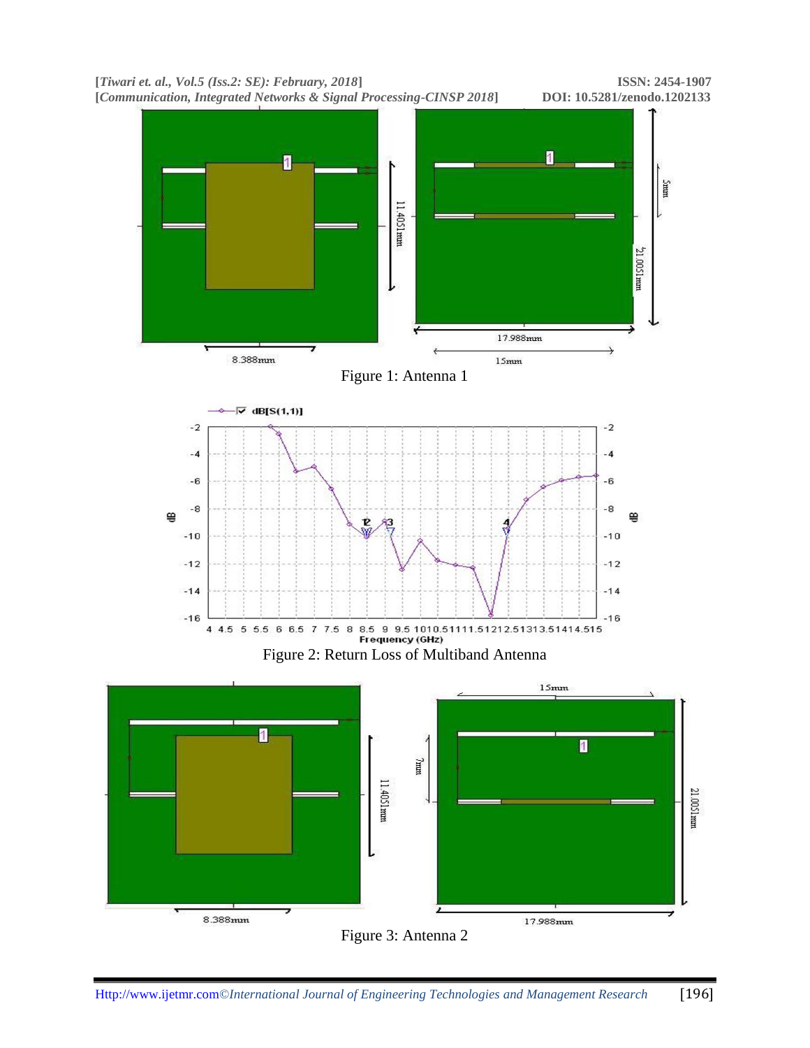Figure 1: Antenna 1

Figure 2: Return Loss of Multiband Antenna

Figure 3: Antenna 2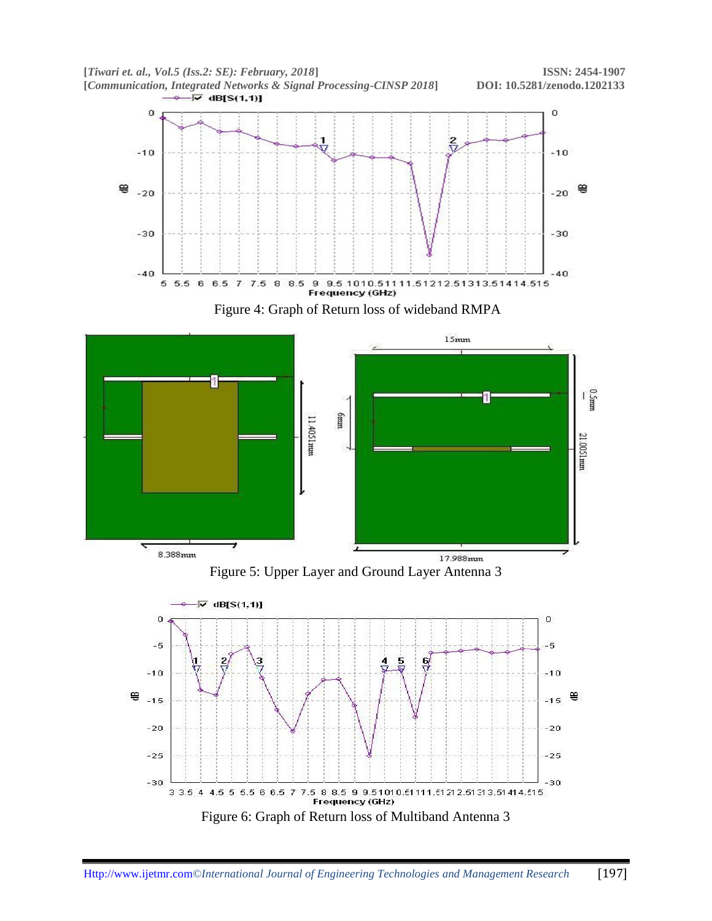Figure 4: Graph of Return loss of wideband RMPA

Figure 5: Upper Layer and Ground Layer Antenna 3

Figure 6: Graph of Return loss of Multiband Antenna 3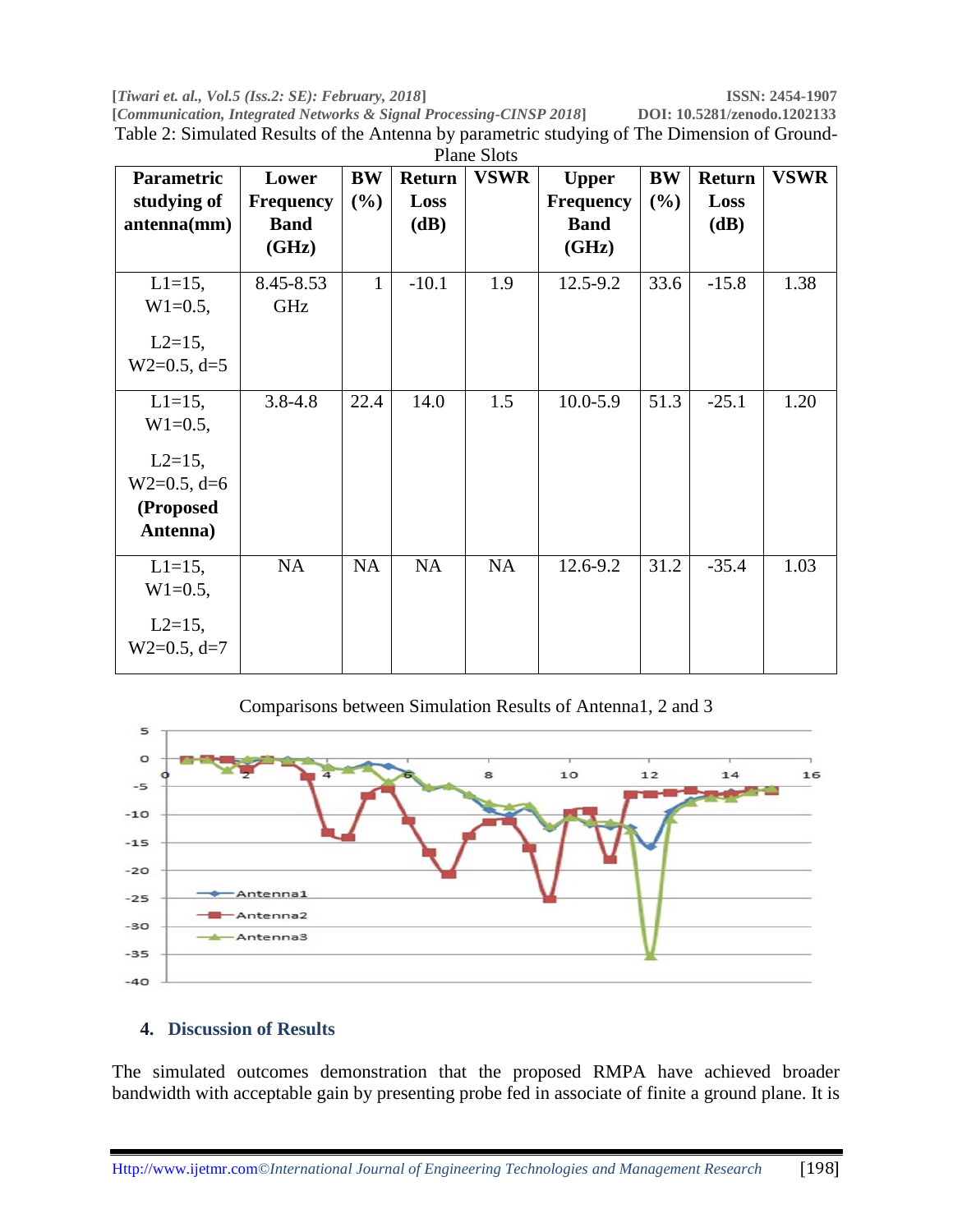Table 2: Simulated Results of the Antenna by parametric studying of The Dimension of Ground-Plane Slots

| Parametric studying of antenna(mm) | Lower Frequency Band (GHz) | BW (%) | Return Loss (dB) | VSWR | Upper Frequency Band (GHz) | BW (%) | Return Loss (dB) | VSWR |
|---|---|---|---|---|---|---|---|---|
| L1=15, W1=0.5, L2=15, W2=0.5, d=5 | 8.45-8.53 GHz | 1 | -10.1 | 1.9 | 12.5-9.2 | 33.6 | -15.8 | 1.38 |
| L1=15, W1=0.5, L2=15, W2=0.5, d=6 **(Proposed Antenna)** | 3.8-4.8 | 22.4 | 14.0 | 1.5 | 10.0-5.9 | 51.3 | -25.1 | 1.20 |
| L1=15, W1=0.5, L2=15, W2=0.5, d=7 | NA | NA | NA | NA | 12.6-9.2 | 31.2 | -35.4 | 1.03 |

Comparisons between Simulation Results of Antenna1, 2 and 3

## 4. Discussion of Results

The simulated outcomes demonstration that the proposed RMPA have achieved broader bandwidth with acceptable gain by presenting probe fed in associate of finite a ground plane. It is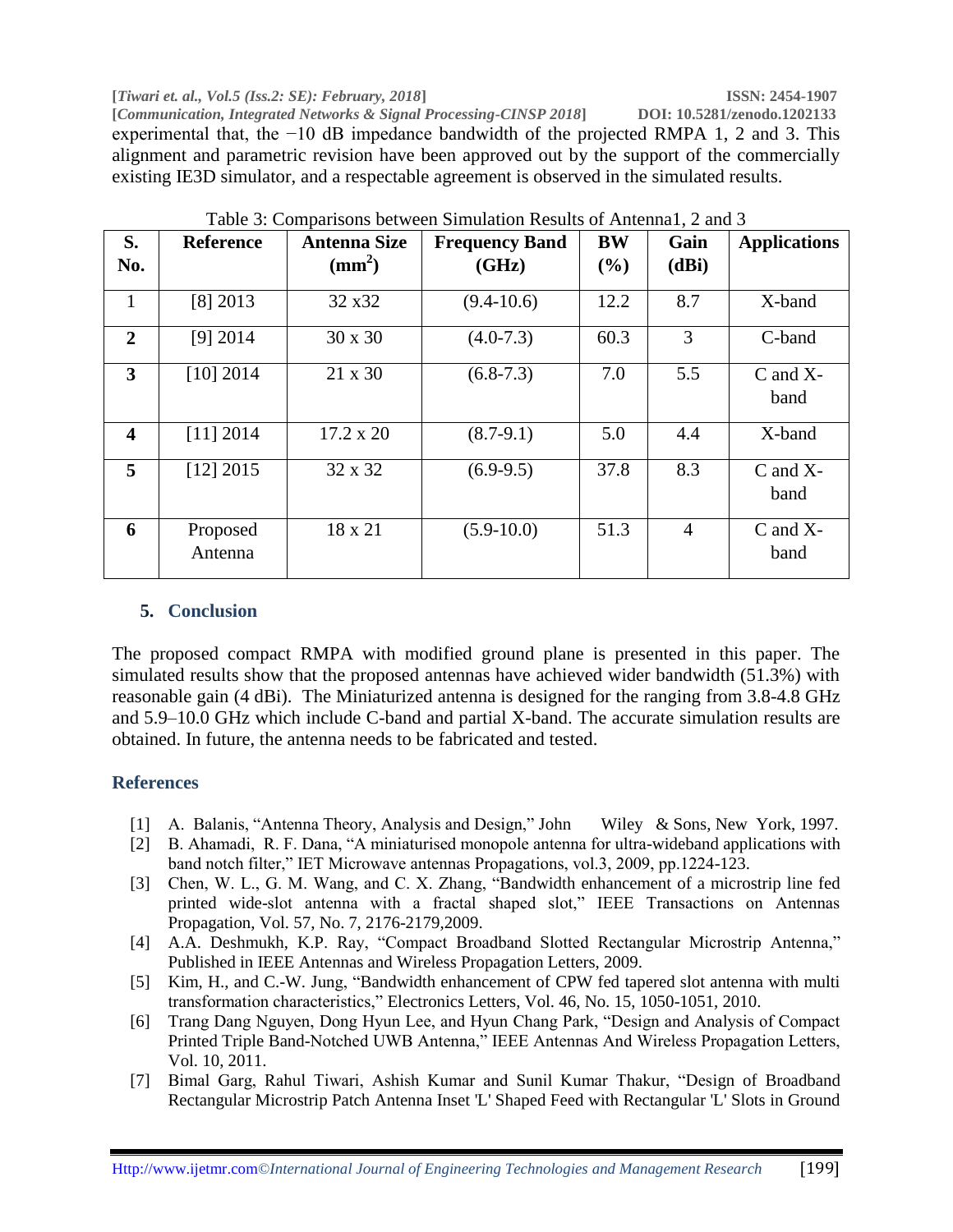experimental that, the −10 dB impedance bandwidth of the projected RMPA 1, 2 and 3. This alignment and parametric revision have been approved out by the support of the commercially existing IE3D simulator, and a respectable agreement is observed in the simulated results.

Table 3: Comparisons between Simulation Results of Antenna1, 2 and 3

| S. No. | Reference | Antenna Size ($mm^2$) | Frequency Band (GHz) | BW (%) | Gain (dBi) | Applications |
|---|---|---|---|---|---|---|
| 1 | [8] 2013 | 32 x32 | (9.4-10.6) | 12.2 | 8.7 | X-band |
| 2 | [9] 2014 | 30 x 30 | (4.0-7.3) | 60.3 | 3 | C-band |
| 3 | [10] 2014 | 21 x 30 | (6.8-7.3) | 7.0 | 5.5 | C and X-band |
| 4 | [11] 2014 | 17.2 x 20 | (8.7-9.1) | 5.0 | 4.4 | X-band |
| 5 | [12] 2015 | 32 x 32 | (6.9-9.5) | 37.8 | 8.3 | C and X-band |
| 6 | Proposed Antenna | 18 x 21 | (5.9-10.0) | 51.3 | 4 | C and X-band |

## 5. Conclusion

The proposed compact RMPA with modified ground plane is presented in this paper. The simulated results show that the proposed antennas have achieved wider bandwidth (51.3%) with reasonable gain (4 dBi). The Miniaturized antenna is designed for the ranging from 3.8-4.8 GHz and 5.9–10.0 GHz which include C-band and partial X-band. The accurate simulation results are obtained. In future, the antenna needs to be fabricated and tested.

## References

[1] A. Balanis, “Antenna Theory, Analysis and Design,” John Wiley & Sons, New York, 1997.

[2] B. Ahamadi, R. F. Dana, “A miniaturised monopole antenna for ultra-wideband applications with band notch filter,” IET Microwave antennas Propagations, vol.3, 2009, pp.1224-123.

[3] Chen, W. L., G. M. Wang, and C. X. Zhang, “Bandwidth enhancement of a microstrip line fed printed wide-slot antenna with a fractal shaped slot,” IEEE Transactions on Antennas Propagation, Vol. 57, No. 7, 2176-2179,2009.

[4] A.A. Deshmukh, K.P. Ray, “Compact Broadband Slotted Rectangular Microstrip Antenna,” Published in IEEE Antennas and Wireless Propagation Letters, 2009.

[5] Kim, H., and C.-W. Jung, “Bandwidth enhancement of CPW fed tapered slot antenna with multi transformation characteristics,” Electronics Letters, Vol. 46, No. 15, 1050-1051, 2010.

[6] Trang Dang Nguyen, Dong Hyun Lee, and Hyun Chang Park, “Design and Analysis of Compact Printed Triple Band-Notched UWB Antenna,” IEEE Antennas And Wireless Propagation Letters, Vol. 10, 2011.

[7] Bimal Garg, Rahul Tiwari, Ashish Kumar and Sunil Kumar Thakur, “Design of Broadband Rectangular Microstrip Patch Antenna Inset 'L' Shaped Feed with Rectangular 'L' Slots in Ground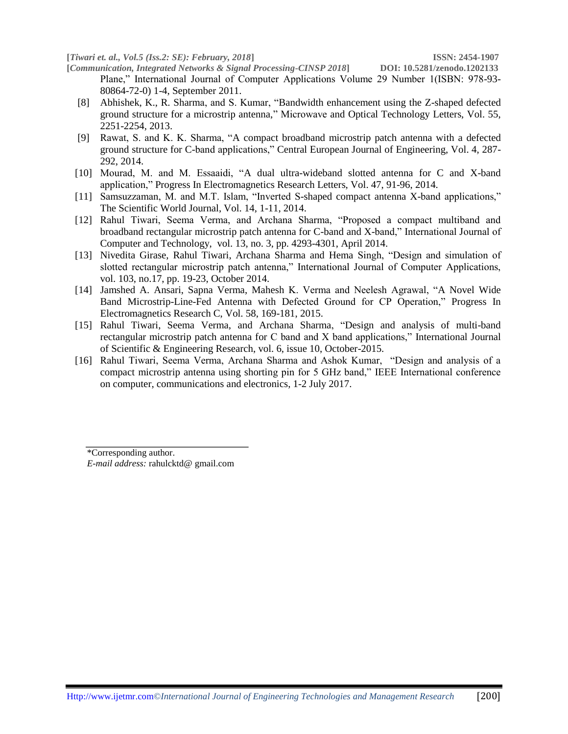Plane," International Journal of Computer Applications Volume 29 Number 1(ISBN: 978-93-80864-72-0) 1-4, September 2011.

[8] Abhishek, K., R. Sharma, and S. Kumar, "Bandwidth enhancement using the Z-shaped defected ground structure for a microstrip antenna," Microwave and Optical Technology Letters, Vol. 55, 2251-2254, 2013.

[9] Rawat, S. and K. K. Sharma, "A compact broadband microstrip patch antenna with a defected ground structure for C-band applications," Central European Journal of Engineering, Vol. 4, 287-292, 2014.

[10] Mourad, M. and M. Essaaidi, "A dual ultra-wideband slotted antenna for C and X-band application," Progress In Electromagnetics Research Letters, Vol. 47, 91-96, 2014.

[11] Samsuzzaman, M. and M.T. Islam, "Inverted S-shaped compact antenna X-band applications," The Scientific World Journal, Vol. 14, 1-11, 2014.

[12] Rahul Tiwari, Seema Verma, and Archana Sharma, "Proposed a compact multiband and broadband rectangular microstrip patch antenna for C-band and X-band," International Journal of Computer and Technology, vol. 13, no. 3, pp. 4293-4301, April 2014.

[13] Nivedita Girase, Rahul Tiwari, Archana Sharma and Hema Singh, "Design and simulation of slotted rectangular microstrip patch antenna," International Journal of Computer Applications, vol. 103, no.17, pp. 19-23, October 2014.

[14] Jamshed A. Ansari, Sapna Verma, Mahesh K. Verma and Neelesh Agrawal, "A Novel Wide Band Microstrip-Line-Fed Antenna with Defected Ground for CP Operation," Progress In Electromagnetics Research C, Vol. 58, 169-181, 2015.

[15] Rahul Tiwari, Seema Verma, and Archana Sharma, "Design and analysis of multi-band rectangular microstrip patch antenna for C band and X band applications," International Journal of Scientific & Engineering Research, vol. 6, issue 10, October-2015.

[16] Rahul Tiwari, Seema Verma, Archana Sharma and Ashok Kumar, "Design and analysis of a compact microstrip antenna using shorting pin for 5 GHz band," IEEE International conference on computer, communications and electronics, 1-2 July 2017.

---

*Corresponding author.
*E-mail address:* rahulcktd@ gmail.com